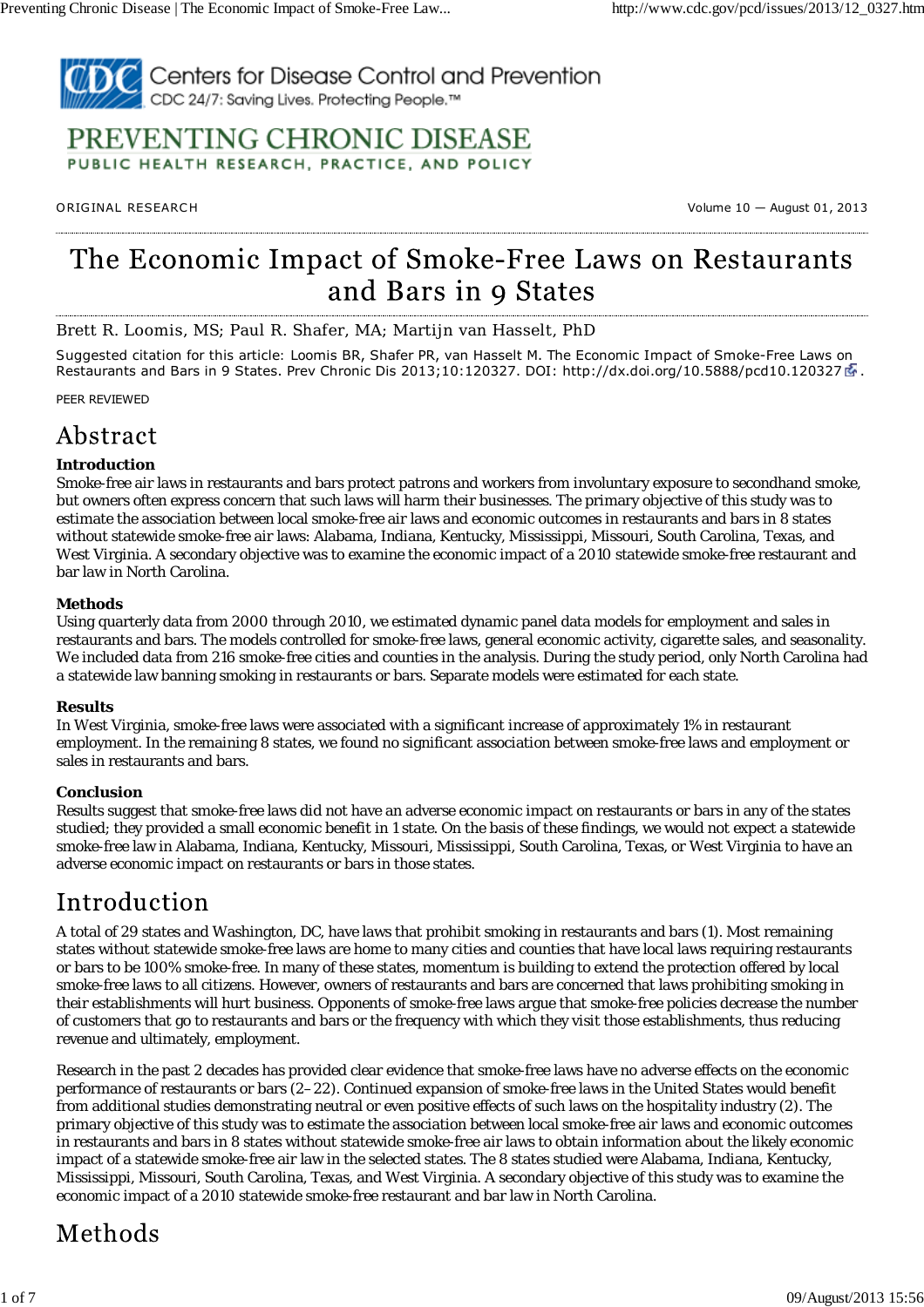# PREVENTING CHRONIC DISEASE

PUBLIC HEALTH RESEARCH, PRACTICE, AND POLICY

ORIGINAL RESEARCH — Volume 10 — August 01, 2013

# The Economic Impact of Smoke-Free Laws on Restaurants and Bars in 9 States

Brett R. Loomis, MS; Paul R. Shafer, MA; Martijn van Hasselt, PhD

Suggested citation for this article: Loomis BR, Shafer PR, van Hasselt M. The Economic Impact of Smoke-Free Laws on Restaurants and Bars in 9 States. Prev Chronic Dis 2013;10:120327. DOI: http://dx.doi.org/10.5888/pcd10.120327.

PEER REVIEWED

## Abstract

### Introduction

Smoke-free air laws in restaurants and bars protect patrons and workers from involuntary exposure to secondhand smoke, but owners often express concern that such laws will harm their businesses. The primary objective of this study was to estimate the association between local smoke-free air laws and economic outcomes in restaurants and bars in 8 states without statewide smoke-free air laws: Alabama, Indiana, Kentucky, Mississippi, Missouri, South Carolina, Texas, and West Virginia. A secondary objective was to examine the economic impact of a 2010 statewide smoke-free restaurant and bar law in North Carolina.

### Methods

Using quarterly data from 2000 through 2010, we estimated dynamic panel data models for employment and sales in restaurants and bars. The models controlled for smoke-free laws, general economic activity, cigarette sales, and seasonality. We included data from 216 smoke-free cities and counties in the analysis. During the study period, only North Carolina had a statewide law banning smoking in restaurants or bars. Separate models were estimated for each state.

### Results

In West Virginia, smoke-free laws were associated with a significant increase of approximately 1% in restaurant employment. In the remaining 8 states, we found no significant association between smoke-free laws and employment or sales in restaurants and bars.

### Conclusion

Results suggest that smoke-free laws did not have an adverse economic impact on restaurants or bars in any of the states studied; they provided a small economic benefit in 1 state. On the basis of these findings, we would not expect a statewide smoke-free law in Alabama, Indiana, Kentucky, Missouri, Mississippi, South Carolina, Texas, or West Virginia to have an adverse economic impact on restaurants or bars in those states.

## Introduction

A total of 29 states and Washington, DC, have laws that prohibit smoking in restaurants and bars (1). Most remaining states without statewide smoke-free laws are home to many cities and counties that have local laws requiring restaurants or bars to be 100% smoke-free. In many of these states, momentum is building to extend the protection offered by local smoke-free laws to all citizens. However, owners of restaurants and bars are concerned that laws prohibiting smoking in their establishments will hurt business. Opponents of smoke-free laws argue that smoke-free policies decrease the number of customers that go to restaurants and bars or the frequency with which they visit those establishments, thus reducing revenue and ultimately, employment.

Research in the past 2 decades has provided clear evidence that smoke-free laws have no adverse effects on the economic performance of restaurants or bars (2–22). Continued expansion of smoke-free laws in the United States would benefit from additional studies demonstrating neutral or even positive effects of such laws on the hospitality industry (2). The primary objective of this study was to estimate the association between local smoke-free air laws and economic outcomes in restaurants and bars in 8 states without statewide smoke-free air laws to obtain information about the likely economic impact of a statewide smoke-free air law in the selected states. The 8 states studied were Alabama, Indiana, Kentucky, Mississippi, Missouri, South Carolina, Texas, and West Virginia. A secondary objective of this study was to examine the economic impact of a 2010 statewide smoke-free restaurant and bar law in North Carolina.

## Methods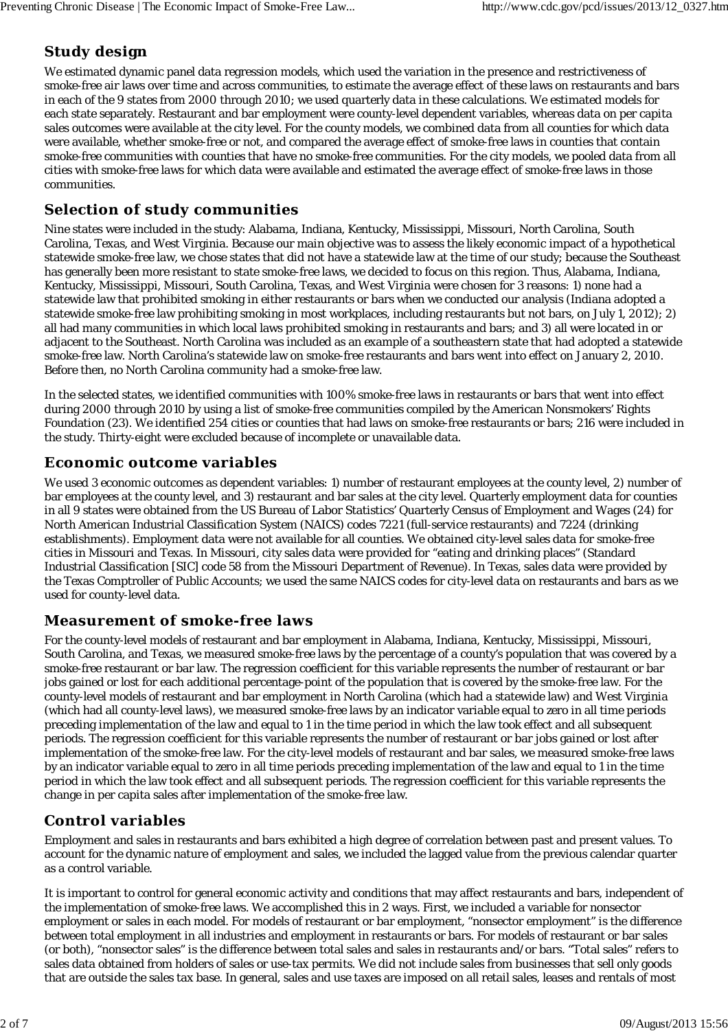## Study design

We estimated dynamic panel data regression models, which used the variation in the presence and restrictiveness of smoke-free air laws over time and across communities, to estimate the average effect of these laws on restaurants and bars in each of the 9 states from 2000 through 2010; we used quarterly data in these calculations. We estimated models for each state separately. Restaurant and bar employment were county-level dependent variables, whereas data on per capita sales outcomes were available at the city level. For the county models, we combined data from all counties for which data were available, whether smoke-free or not, and compared the average effect of smoke-free laws in counties that contain smoke-free communities with counties that have no smoke-free communities. For the city models, we pooled data from all cities with smoke-free laws for which data were available and estimated the average effect of smoke-free laws in those communities.

## Selection of study communities

Nine states were included in the study: Alabama, Indiana, Kentucky, Mississippi, Missouri, North Carolina, South Carolina, Texas, and West Virginia. Because our main objective was to assess the likely economic impact of a hypothetical statewide smoke-free law, we chose states that did not have a statewide law at the time of our study; because the Southeast has generally been more resistant to state smoke-free laws, we decided to focus on this region. Thus, Alabama, Indiana, Kentucky, Mississippi, Missouri, South Carolina, Texas, and West Virginia were chosen for 3 reasons: 1) none had a statewide law that prohibited smoking in either restaurants or bars when we conducted our analysis (Indiana adopted a statewide smoke-free law prohibiting smoking in most workplaces, including restaurants but not bars, on July 1, 2012); 2) all had many communities in which local laws prohibited smoking in restaurants and bars; and 3) all were located in or adjacent to the Southeast. North Carolina was included as an example of a southeastern state that had adopted a statewide smoke-free law. North Carolina's statewide law on smoke-free restaurants and bars went into effect on January 2, 2010. Before then, no North Carolina community had a smoke-free law.

In the selected states, we identified communities with 100% smoke-free laws in restaurants or bars that went into effect during 2000 through 2010 by using a list of smoke-free communities compiled by the American Nonsmokers' Rights Foundation (23). We identified 254 cities or counties that had laws on smoke-free restaurants or bars; 216 were included in the study. Thirty-eight were excluded because of incomplete or unavailable data.

## Economic outcome variables

We used 3 economic outcomes as dependent variables: 1) number of restaurant employees at the county level, 2) number of bar employees at the county level, and 3) restaurant and bar sales at the city level. Quarterly employment data for counties in all 9 states were obtained from the US Bureau of Labor Statistics' Quarterly Census of Employment and Wages (24) for North American Industrial Classification System (NAICS) codes 7221 (full-service restaurants) and 7224 (drinking establishments). Employment data were not available for all counties. We obtained city-level sales data for smoke-free cities in Missouri and Texas. In Missouri, city sales data were provided for "eating and drinking places" (Standard Industrial Classification [SIC] code 58 from the Missouri Department of Revenue). In Texas, sales data were provided by the Texas Comptroller of Public Accounts; we used the same NAICS codes for city-level data on restaurants and bars as we used for county-level data.

## Measurement of smoke-free laws

For the county-level models of restaurant and bar employment in Alabama, Indiana, Kentucky, Mississippi, Missouri, South Carolina, and Texas, we measured smoke-free laws by the percentage of a county's population that was covered by a smoke-free restaurant or bar law. The regression coefficient for this variable represents the number of restaurant or bar jobs gained or lost for each additional percentage-point of the population that is covered by the smoke-free law. For the county-level models of restaurant and bar employment in North Carolina (which had a statewide law) and West Virginia (which had all county-level laws), we measured smoke-free laws by an indicator variable equal to zero in all time periods preceding implementation of the law and equal to 1 in the time period in which the law took effect and all subsequent periods. The regression coefficient for this variable represents the number of restaurant or bar jobs gained or lost after implementation of the smoke-free law. For the city-level models of restaurant and bar sales, we measured smoke-free laws by an indicator variable equal to zero in all time periods preceding implementation of the law and equal to 1 in the time period in which the law took effect and all subsequent periods. The regression coefficient for this variable represents the change in per capita sales after implementation of the smoke-free law.

## Control variables

Employment and sales in restaurants and bars exhibited a high degree of correlation between past and present values. To account for the dynamic nature of employment and sales, we included the lagged value from the previous calendar quarter as a control variable.

It is important to control for general economic activity and conditions that may affect restaurants and bars, independent of the implementation of smoke-free laws. We accomplished this in 2 ways. First, we included a variable for nonsector employment or sales in each model. For models of restaurant or bar employment, "nonsector employment" is the difference between total employment in all industries and employment in restaurants or bars. For models of restaurant or bar sales (or both), "nonsector sales" is the difference between total sales and sales in restaurants and/or bars. "Total sales" refers to sales data obtained from holders of sales or use-tax permits. We did not include sales from businesses that sell only goods that are outside the sales tax base. In general, sales and use taxes are imposed on all retail sales, leases and rentals of most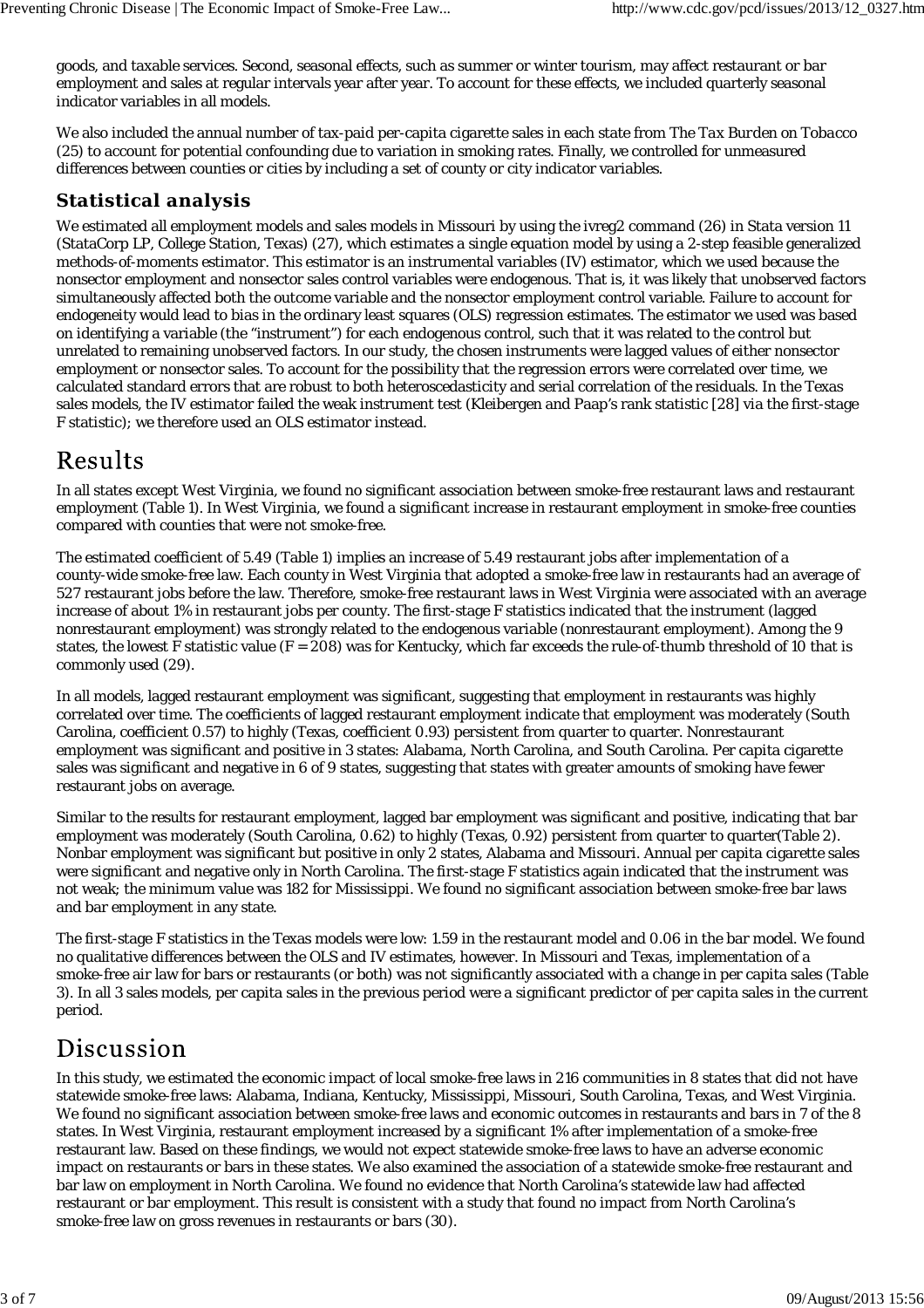goods, and taxable services. Second, seasonal effects, such as summer or winter tourism, may affect restaurant or bar employment and sales at regular intervals year after year. To account for these effects, we included quarterly seasonal indicator variables in all models.

We also included the annual number of tax-paid per-capita cigarette sales in each state from *The Tax Burden on Tobacco* (25) to account for potential confounding due to variation in smoking rates. Finally, we controlled for unmeasured differences between counties or cities by including a set of county or city indicator variables.

### Statistical analysis

We estimated all employment models and sales models in Missouri by using the ivreg2 command (26) in Stata version 11 (StataCorp LP, College Station, Texas) (27), which estimates a single equation model by using a 2-step feasible generalized methods-of-moments estimator. This estimator is an instrumental variables (IV) estimator, which we used because the nonsector employment and nonsector sales control variables were endogenous. That is, it was likely that unobserved factors simultaneously affected both the outcome variable and the nonsector employment control variable. Failure to account for endogeneity would lead to bias in the ordinary least squares (OLS) regression estimates. The estimator we used was based on identifying a variable (the "instrument") for each endogenous control, such that it was related to the control but unrelated to remaining unobserved factors. In our study, the chosen instruments were lagged values of either nonsector employment or nonsector sales. To account for the possibility that the regression errors were correlated over time, we calculated standard errors that are robust to both heteroscedasticity and serial correlation of the residuals. In the Texas sales models, the IV estimator failed the weak instrument test (Kleibergen and Paap's rank statistic [28] via the first-stage F statistic); we therefore used an OLS estimator instead.

## Results

In all states except West Virginia, we found no significant association between smoke-free restaurant laws and restaurant employment (Table 1). In West Virginia, we found a significant increase in restaurant employment in smoke-free counties compared with counties that were not smoke-free.

The estimated coefficient of 5.49 (Table 1) implies an increase of 5.49 restaurant jobs after implementation of a county-wide smoke-free law. Each county in West Virginia that adopted a smoke-free law in restaurants had an average of 527 restaurant jobs before the law. Therefore, smoke-free restaurant laws in West Virginia were associated with an average increase of about 1% in restaurant jobs per county. The first-stage F statistics indicated that the instrument (lagged nonrestaurant employment) was strongly related to the endogenous variable (nonrestaurant employment). Among the 9 states, the lowest F statistic value ($F = 208$) was for Kentucky, which far exceeds the rule-of-thumb threshold of 10 that is commonly used (29).

In all models, lagged restaurant employment was significant, suggesting that employment in restaurants was highly correlated over time. The coefficients of lagged restaurant employment indicate that employment was moderately (South Carolina, coefficient 0.57) to highly (Texas, coefficient 0.93) persistent from quarter to quarter. Nonrestaurant employment was significant and positive in 3 states: Alabama, North Carolina, and South Carolina. Per capita cigarette sales was significant and negative in 6 of 9 states, suggesting that states with greater amounts of smoking have fewer restaurant jobs on average.

Similar to the results for restaurant employment, lagged bar employment was significant and positive, indicating that bar employment was moderately (South Carolina, 0.62) to highly (Texas, 0.92) persistent from quarter to quarter(Table 2). Nonbar employment was significant but positive in only 2 states, Alabama and Missouri. Annual per capita cigarette sales were significant and negative only in North Carolina. The first-stage F statistics again indicated that the instrument was not weak; the minimum value was 182 for Mississippi. We found no significant association between smoke-free bar laws and bar employment in any state.

The first-stage F statistics in the Texas models were low: 1.59 in the restaurant model and 0.06 in the bar model. We found no qualitative differences between the OLS and IV estimates, however. In Missouri and Texas, implementation of a smoke-free air law for bars or restaurants (or both) was not significantly associated with a change in per capita sales (Table 3). In all 3 sales models, per capita sales in the previous period were a significant predictor of per capita sales in the current period.

## Discussion

In this study, we estimated the economic impact of local smoke-free laws in 216 communities in 8 states that did not have statewide smoke-free laws: Alabama, Indiana, Kentucky, Mississippi, Missouri, South Carolina, Texas, and West Virginia. We found no significant association between smoke-free laws and economic outcomes in restaurants and bars in 7 of the 8 states. In West Virginia, restaurant employment increased by a significant 1% after implementation of a smoke-free restaurant law. Based on these findings, we would not expect statewide smoke-free laws to have an adverse economic impact on restaurants or bars in these states. We also examined the association of a statewide smoke-free restaurant and bar law on employment in North Carolina. We found no evidence that North Carolina's statewide law had affected restaurant or bar employment. This result is consistent with a study that found no impact from North Carolina's smoke-free law on gross revenues in restaurants or bars (30).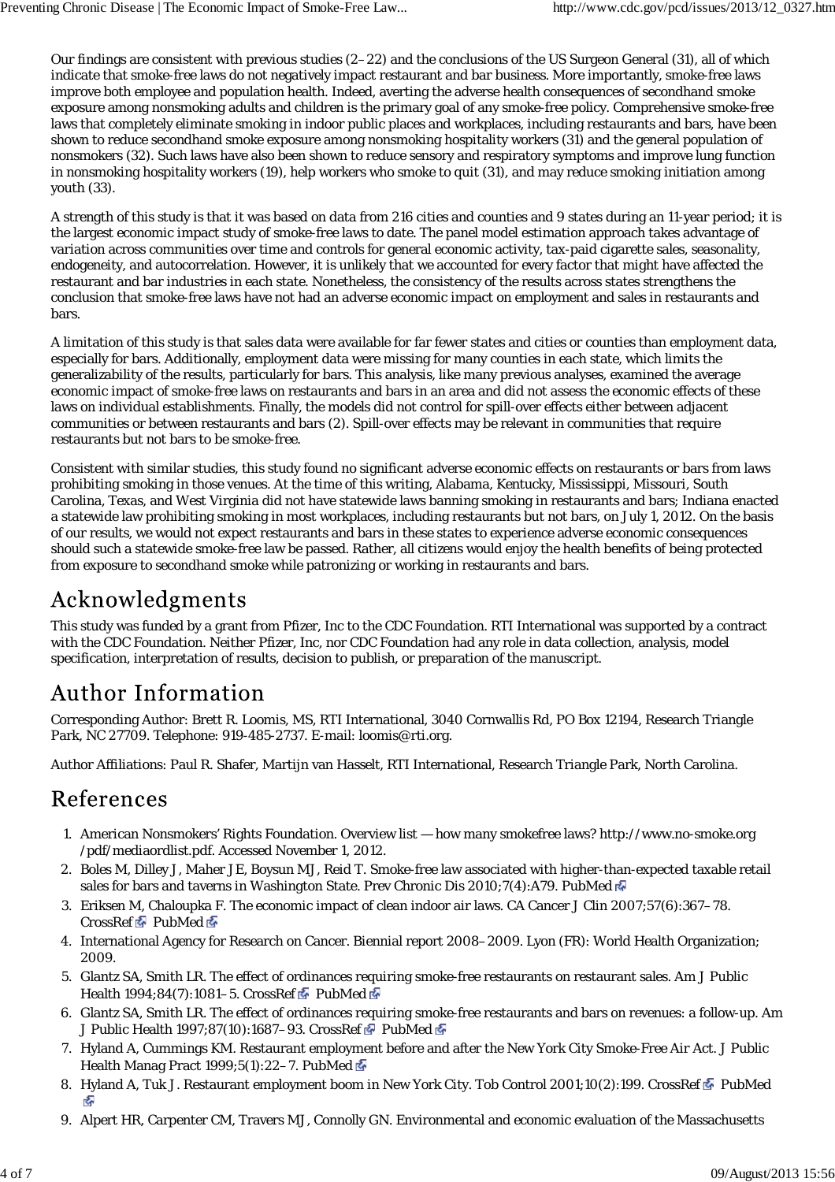Our findings are consistent with previous studies (2–22) and the conclusions of the US Surgeon General (31), all of which indicate that smoke-free laws do not negatively impact restaurant and bar business. More importantly, smoke-free laws improve both employee and population health. Indeed, averting the adverse health consequences of secondhand smoke exposure among nonsmoking adults and children is the primary goal of any smoke-free policy. Comprehensive smoke-free laws that completely eliminate smoking in indoor public places and workplaces, including restaurants and bars, have been shown to reduce secondhand smoke exposure among nonsmoking hospitality workers (31) and the general population of nonsmokers (32). Such laws have also been shown to reduce sensory and respiratory symptoms and improve lung function in nonsmoking hospitality workers (19), help workers who smoke to quit (31), and may reduce smoking initiation among youth (33).

A strength of this study is that it was based on data from 216 cities and counties and 9 states during an 11-year period; it is the largest economic impact study of smoke-free laws to date. The panel model estimation approach takes advantage of variation across communities over time and controls for general economic activity, tax-paid cigarette sales, seasonality, endogeneity, and autocorrelation. However, it is unlikely that we accounted for every factor that might have affected the restaurant and bar industries in each state. Nonetheless, the consistency of the results across states strengthens the conclusion that smoke-free laws have not had an adverse economic impact on employment and sales in restaurants and bars.

A limitation of this study is that sales data were available for far fewer states and cities or counties than employment data, especially for bars. Additionally, employment data were missing for many counties in each state, which limits the generalizability of the results, particularly for bars. This analysis, like many previous analyses, examined the average economic impact of smoke-free laws on restaurants and bars in an area and did not assess the economic effects of these laws on individual establishments. Finally, the models did not control for spill-over effects either between adjacent communities or between restaurants and bars (2). Spill-over effects may be relevant in communities that require restaurants but not bars to be smoke-free.

Consistent with similar studies, this study found no significant adverse economic effects on restaurants or bars from laws prohibiting smoking in those venues. At the time of this writing, Alabama, Kentucky, Mississippi, Missouri, South Carolina, Texas, and West Virginia did not have statewide laws banning smoking in restaurants and bars; Indiana enacted a statewide law prohibiting smoking in most workplaces, including restaurants but not bars, on July 1, 2012. On the basis of our results, we would not expect restaurants and bars in these states to experience adverse economic consequences should such a statewide smoke-free law be passed. Rather, all citizens would enjoy the health benefits of being protected from exposure to secondhand smoke while patronizing or working in restaurants and bars.

# Acknowledgments

This study was funded by a grant from Pfizer, Inc to the CDC Foundation. RTI International was supported by a contract with the CDC Foundation. Neither Pfizer, Inc, nor CDC Foundation had any role in data collection, analysis, model specification, interpretation of results, decision to publish, or preparation of the manuscript.

# Author Information

Corresponding Author: Brett R. Loomis, MS, RTI International, 3040 Cornwallis Rd, PO Box 12194, Research Triangle Park, NC 27709. Telephone: 919-485-2737. E-mail: loomis@rti.org.

Author Affiliations: Paul R. Shafer, Martijn van Hasselt, RTI International, Research Triangle Park, North Carolina.

# References

1. American Nonsmokers' Rights Foundation. Overview list — how many smokefree laws? http://www.no-smoke.org/pdf/mediaordlist.pdf. Accessed November 1, 2012.
2. Boles M, Dilley J, Maher JE, Boysun MJ, Reid T. Smoke-free law associated with higher-than-expected taxable retail sales for bars and taverns in Washington State. Prev Chronic Dis 2010;7(4):A79. PubMed
3. Eriksen M, Chaloupka F. The economic impact of clean indoor air laws. CA Cancer J Clin 2007;57(6):367–78. CrossRef PubMed
4. International Agency for Research on Cancer. Biennial report 2008–2009. Lyon (FR): World Health Organization; 2009.
5. Glantz SA, Smith LR. The effect of ordinances requiring smoke-free restaurants on restaurant sales. Am J Public Health 1994;84(7):1081–5. CrossRef PubMed
6. Glantz SA, Smith LR. The effect of ordinances requiring smoke-free restaurants and bars on revenues: a follow-up. Am J Public Health 1997;87(10):1687–93. CrossRef PubMed
7. Hyland A, Cummings KM. Restaurant employment before and after the New York City Smoke-Free Air Act. J Public Health Manag Pract 1999;5(1):22–7. PubMed
8. Hyland A, Tuk J. Restaurant employment boom in New York City. Tob Control 2001;10(2):199. CrossRef PubMed
9. Alpert HR, Carpenter CM, Travers MJ, Connolly GN. Environmental and economic evaluation of the Massachusetts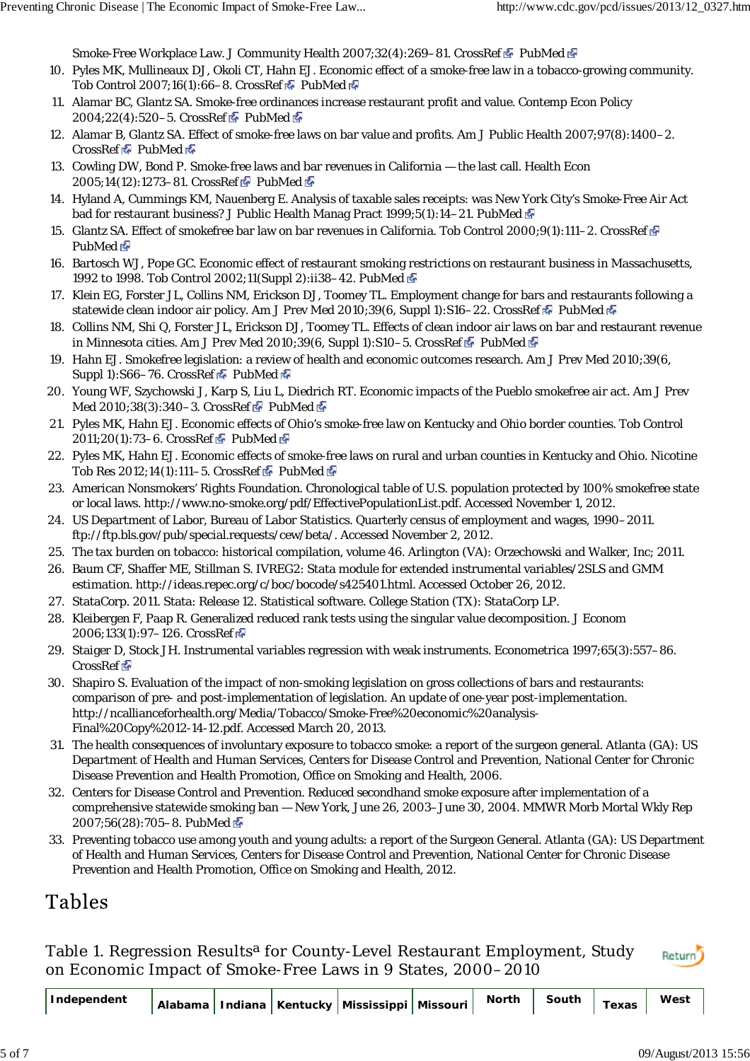Smoke-Free Workplace Law. J Community Health 2007;32(4):269–81. CrossRef PubMed

10. Pyles MK, Mullineaux DJ, Okoli CT, Hahn EJ. Economic effect of a smoke-free law in a tobacco-growing community. Tob Control 2007;16(1):66–8. CrossRef PubMed
11. Alamar BC, Glantz SA. Smoke-free ordinances increase restaurant profit and value. Contemp Econ Policy 2004;22(4):520–5. CrossRef PubMed
12. Alamar B, Glantz SA. Effect of smoke-free laws on bar value and profits. Am J Public Health 2007;97(8):1400–2. CrossRef PubMed
13. Cowling DW, Bond P. Smoke-free laws and bar revenues in California — the last call. Health Econ 2005;14(12):1273–81. CrossRef PubMed
14. Hyland A, Cummings KM, Nauenberg E. Analysis of taxable sales receipts: was New York City's Smoke-Free Air Act bad for restaurant business? J Public Health Manag Pract 1999;5(1):14–21. PubMed
15. Glantz SA. Effect of smokefree bar law on bar revenues in California. Tob Control 2000;9(1):111–2. CrossRef PubMed
16. Bartosch WJ, Pope GC. Economic effect of restaurant smoking restrictions on restaurant business in Massachusetts, 1992 to 1998. Tob Control 2002;11(Suppl 2):ii38–42. PubMed
17. Klein EG, Forster JL, Collins NM, Erickson DJ, Toomey TL. Employment change for bars and restaurants following a statewide clean indoor air policy. Am J Prev Med 2010;39(6, Suppl 1):S16–22. CrossRef PubMed
18. Collins NM, Shi Q, Forster JL, Erickson DJ, Toomey TL. Effects of clean indoor air laws on bar and restaurant revenue in Minnesota cities. Am J Prev Med 2010;39(6, Suppl 1):S10–5. CrossRef PubMed
19. Hahn EJ. Smokefree legislation: a review of health and economic outcomes research. Am J Prev Med 2010;39(6, Suppl 1):S66–76. CrossRef PubMed
20. Young WF, Szychowski J, Karp S, Liu L, Diedrich RT. Economic impacts of the Pueblo smokefree air act. Am J Prev Med 2010;38(3):340–3. CrossRef PubMed
21. Pyles MK, Hahn EJ. Economic effects of Ohio's smoke-free law on Kentucky and Ohio border counties. Tob Control 2011;20(1):73–6. CrossRef PubMed
22. Pyles MK, Hahn EJ. Economic effects of smoke-free laws on rural and urban counties in Kentucky and Ohio. Nicotine Tob Res 2012;14(1):111–5. CrossRef PubMed
23. American Nonsmokers' Rights Foundation. Chronological table of U.S. population protected by 100% smokefree state or local laws. http://www.no-smoke.org/pdf/EffectivePopulationList.pdf. Accessed November 1, 2012.
24. US Department of Labor, Bureau of Labor Statistics. Quarterly census of employment and wages, 1990–2011. ftp://ftp.bls.gov/pub/special.requests/cew/beta/. Accessed November 2, 2012.
25. The tax burden on tobacco: historical compilation, volume 46. Arlington (VA): Orzechowski and Walker, Inc; 2011.
26. Baum CF, Shaffer ME, Stillman S. IVREG2: Stata module for extended instrumental variables/2SLS and GMM estimation. http://ideas.repec.org/c/boc/bocode/s425401.html. Accessed October 26, 2012.
27. StataCorp. 2011. Stata: Release 12. Statistical software. College Station (TX): StataCorp LP.
28. Kleibergen F, Paap R. Generalized reduced rank tests using the singular value decomposition. J Econom 2006;133(1):97–126. CrossRef
29. Staiger D, Stock JH. Instrumental variables regression with weak instruments. Econometrica 1997;65(3):557–86. CrossRef
30. Shapiro S. Evaluation of the impact of non-smoking legislation on gross collections of bars and restaurants: comparison of pre- and post-implementation of legislation. An update of one-year post-implementation. http://ncallianceforhealth.org/Media/Tobacco/Smoke-Free%20economic%20analysis-Final%20Copy%2012-14-12.pdf. Accessed March 20, 2013.
31. The health consequences of involuntary exposure to tobacco smoke: a report of the surgeon general. Atlanta (GA): US Department of Health and Human Services, Centers for Disease Control and Prevention, National Center for Chronic Disease Prevention and Health Promotion, Office on Smoking and Health, 2006.
32. Centers for Disease Control and Prevention. Reduced secondhand smoke exposure after implementation of a comprehensive statewide smoking ban — New York, June 26, 2003–June 30, 2004. MMWR Morb Mortal Wkly Rep 2007;56(28):705–8. PubMed
33. Preventing tobacco use among youth and young adults: a report of the Surgeon General. Atlanta (GA): US Department of Health and Human Services, Centers for Disease Control and Prevention, National Center for Chronic Disease Prevention and Health Promotion, Office on Smoking and Health, 2012.

# Tables

## Table 1. Regression Results[a] for County-Level Restaurant Employment, Study on Economic Impact of Smoke-Free Laws in 9 States, 2000–2010

| Independent | Alabama | Indiana | Kentucky | Mississippi | Missouri | North | South | Texas | West |
|---|---|---|---|---|---|---|---|---|---|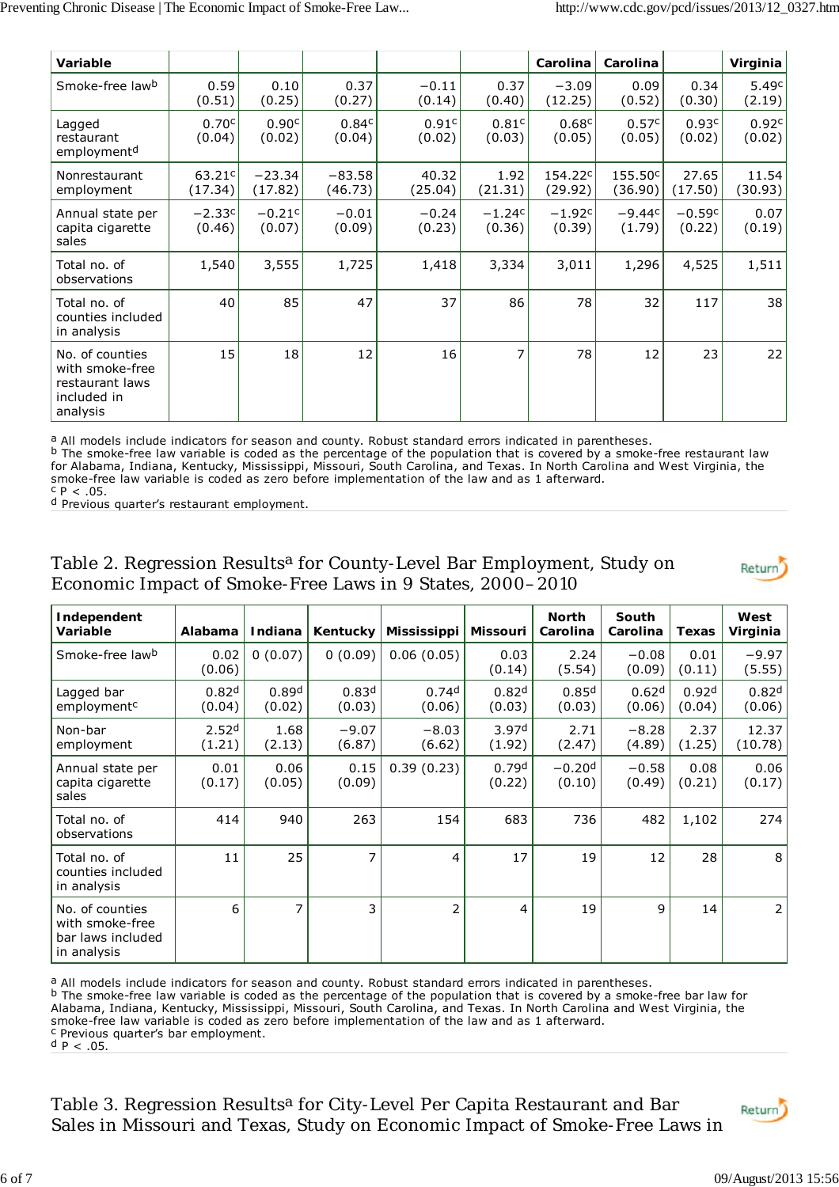| Variable | | | | | | Carolina | Carolina | | Virginia |
|---|---|---|---|---|---|---|---|---|---|
| Smoke-free law[b] | 0.59 (0.51) | 0.10 (0.25) | 0.37 (0.27) | −0.11 (0.14) | 0.37 (0.40) | −3.09 (12.25) | 0.09 (0.52) | 0.34 (0.30) | 5.49[c] (2.19) |
| Lagged restaurant employment[d] | 0.70[c] (0.04) | 0.90[c] (0.02) | 0.84[c] (0.04) | 0.91[c] (0.02) | 0.81[c] (0.03) | 0.68[c] (0.05) | 0.57[c] (0.05) | 0.93[c] (0.02) | 0.92[c] (0.02) |
| Nonrestaurant employment | 63.21[c] (17.34) | −23.34 (17.82) | −83.58 (46.73) | 40.32 (25.04) | 1.92 (21.31) | 154.22[c] (29.92) | 155.50[c] (36.90) | 27.65 (17.50) | 11.54 (30.93) |
| Annual state per capita cigarette sales | −2.33[c] (0.46) | −0.21[c] (0.07) | −0.01 (0.09) | −0.24 (0.23) | −1.24[c] (0.36) | −1.92[c] (0.39) | −9.44[c] (1.79) | −0.59[c] (0.22) | 0.07 (0.19) |
| Total no. of observations | 1,540 | 3,555 | 1,725 | 1,418 | 3,334 | 3,011 | 1,296 | 4,525 | 1,511 |
| Total no. of counties included in analysis | 40 | 85 | 47 | 37 | 86 | 78 | 32 | 117 | 38 |
| No. of counties with smoke-free restaurant laws included in analysis | 15 | 18 | 12 | 16 | 7 | 78 | 12 | 23 | 22 |

[a] All models include indicators for season and county. Robust standard errors indicated in parentheses.
[b] The smoke-free law variable is coded as the percentage of the population that is covered by a smoke-free restaurant law for Alabama, Indiana, Kentucky, Mississippi, Missouri, South Carolina, and Texas. In North Carolina and West Virginia, the smoke-free law variable is coded as zero before implementation of the law and as 1 afterward.
[c] $P < .05$.
[d] Previous quarter's restaurant employment.

## Table 2. Regression Results[a] for County-Level Bar Employment, Study on Economic Impact of Smoke-Free Laws in 9 States, 2000–2010

| Independent Variable | Alabama | Indiana | Kentucky | Mississippi | Missouri | North Carolina | South Carolina | Texas | West Virginia |
|---|---|---|---|---|---|---|---|---|---|
| Smoke-free law[b] | 0.02 (0.06) | 0 (0.07) | 0 (0.09) | 0.06 (0.05) | 0.03 (0.14) | 2.24 (5.54) | −0.08 (0.09) | 0.01 (0.11) | −9.97 (5.55) |
| Lagged bar employment[c] | 0.82[d] (0.04) | 0.89[d] (0.02) | 0.83[d] (0.03) | 0.74[d] (0.06) | 0.82[d] (0.03) | 0.85[d] (0.03) | 0.62[d] (0.06) | 0.92[d] (0.04) | 0.82[d] (0.06) |
| Non-bar employment | 2.52[d] (1.21) | 1.68 (2.13) | −9.07 (6.87) | −8.03 (6.62) | 3.97[d] (1.92) | 2.71 (2.47) | −8.28 (4.89) | 2.37 (1.25) | 12.37 (10.78) |
| Annual state per capita cigarette sales | 0.01 (0.17) | 0.06 (0.05) | 0.15 (0.09) | 0.39 (0.23) | 0.79[d] (0.22) | −0.20[d] (0.10) | −0.58 (0.49) | 0.08 (0.21) | 0.06 (0.17) |
| Total no. of observations | 414 | 940 | 263 | 154 | 683 | 736 | 482 | 1,102 | 274 |
| Total no. of counties included in analysis | 11 | 25 | 7 | 4 | 17 | 19 | 12 | 28 | 8 |
| No. of counties with smoke-free bar laws included in analysis | 6 | 7 | 3 | 2 | 4 | 19 | 9 | 14 | 2 |

[a] All models include indicators for season and county. Robust standard errors indicated in parentheses.
[b] The smoke-free law variable is coded as the percentage of the population that is covered by a smoke-free bar law for Alabama, Indiana, Kentucky, Mississippi, Missouri, South Carolina, and Texas. In North Carolina and West Virginia, the smoke-free law variable is coded as zero before implementation of the law and as 1 afterward.
[c] Previous quarter's bar employment.
[d] $P < .05$.

## Table 3. Regression Results[a] for City-Level Per Capita Restaurant and Bar Sales in Missouri and Texas, Study on Economic Impact of Smoke-Free Laws in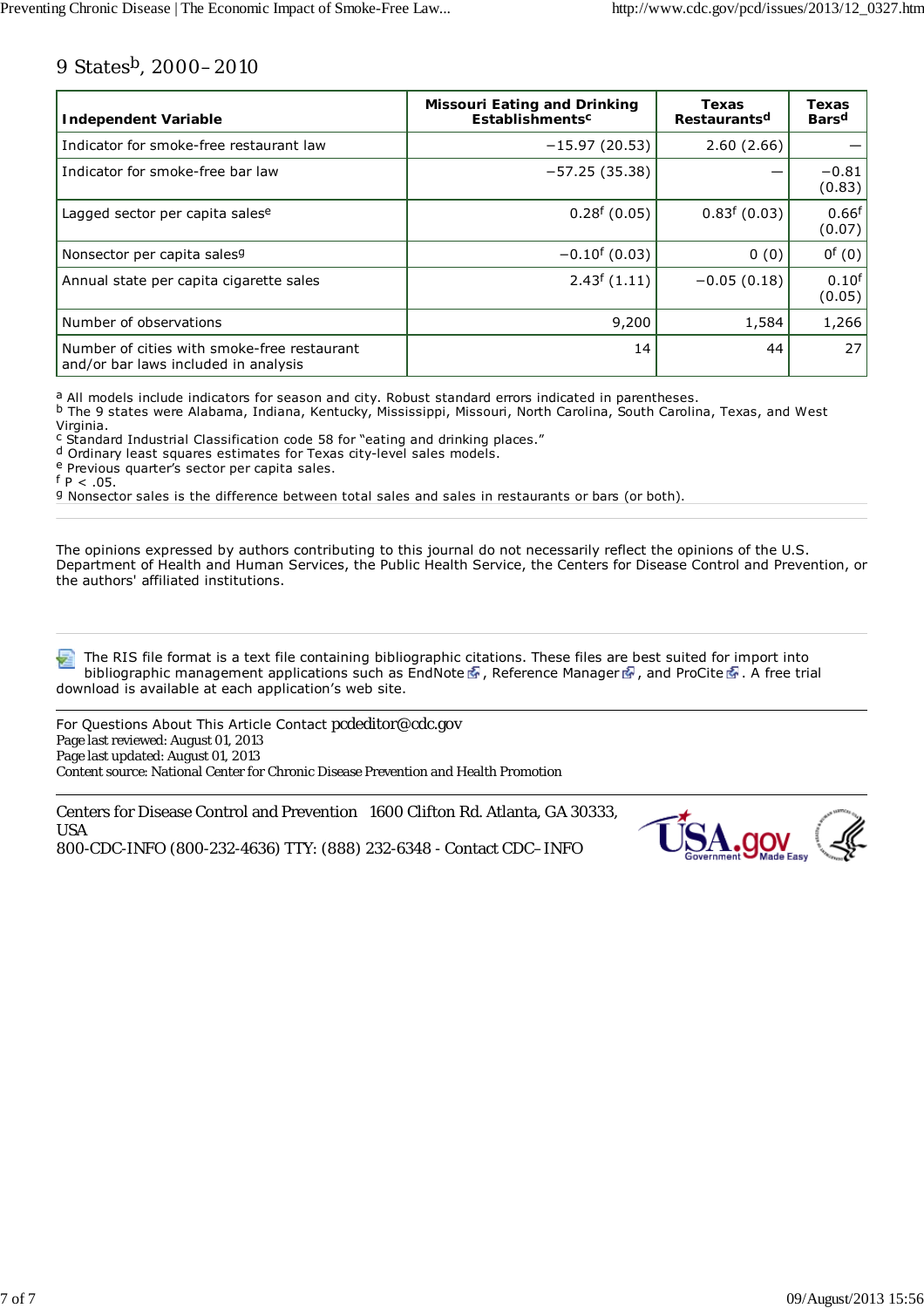9 States[b], 2000–2010

| Independent Variable | Missouri Eating and Drinking Establishments[c] | Texas Restaurants[d] | Texas Bars[d] |
|---|---|---|---|
| Indicator for smoke-free restaurant law | −15.97 (20.53) | 2.60 (2.66) | — |
| Indicator for smoke-free bar law | −57.25 (35.38) | — | −0.81 (0.83) |
| Lagged sector per capita sales[e] | 0.28[f] (0.05) | 0.83[f] (0.03) | 0.66[f] (0.07) |
| Nonsector per capita sales[g] | −0.10[f] (0.03) | 0 (0) | 0[f] (0) |
| Annual state per capita cigarette sales | 2.43[f] (1.11) | −0.05 (0.18) | 0.10[f] (0.05) |
| Number of observations | 9,200 | 1,584 | 1,266 |
| Number of cities with smoke-free restaurant and/or bar laws included in analysis | 14 | 44 | 27 |

[a] All models include indicators for season and city. Robust standard errors indicated in parentheses.
[b] The 9 states were Alabama, Indiana, Kentucky, Mississippi, Missouri, North Carolina, South Carolina, Texas, and West Virginia.
[c] Standard Industrial Classification code 58 for "eating and drinking places."
[d] Ordinary least squares estimates for Texas city-level sales models.
[e] Previous quarter's sector per capita sales.
[f] $P < .05$.
[g] Nonsector sales is the difference between total sales and sales in restaurants or bars (or both).

The opinions expressed by authors contributing to this journal do not necessarily reflect the opinions of the U.S. Department of Health and Human Services, the Public Health Service, the Centers for Disease Control and Prevention, or the authors' affiliated institutions.

The RIS file format is a text file containing bibliographic citations. These files are best suited for import into bibliographic management applications such as EndNote, Reference Manager, and ProCite. A free trial download is available at each application's web site.

For Questions About This Article Contact pcdeditor@cdc.gov
Page last reviewed: August 01, 2013
Page last updated: August 01, 2013
Content source: National Center for Chronic Disease Prevention and Health Promotion

Centers for Disease Control and Prevention 1600 Clifton Rd. Atlanta, GA 30333, USA
800-CDC-INFO (800-232-4636) TTY: (888) 232-6348 - Contact CDC–INFO